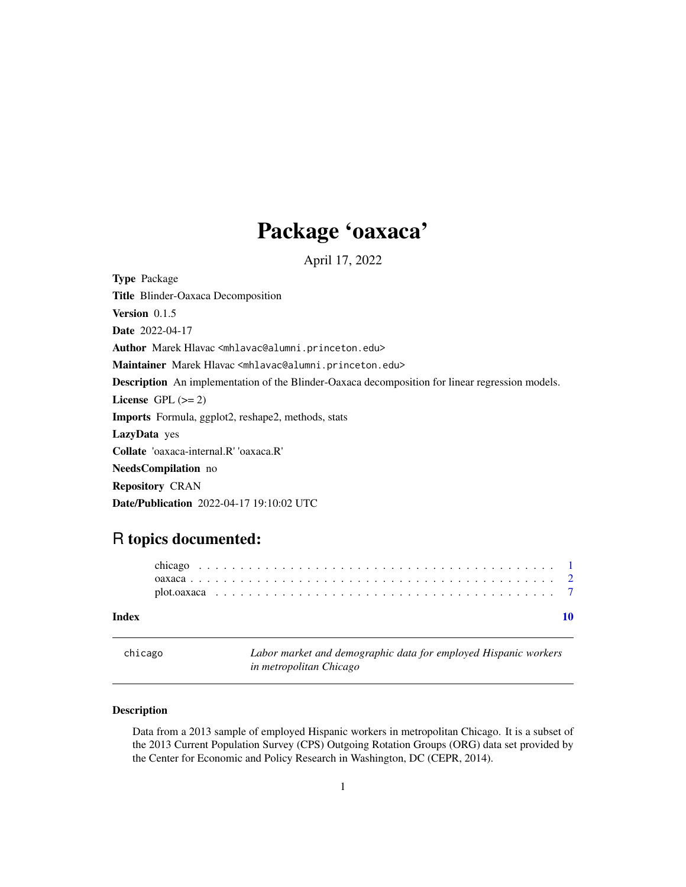# Package 'oaxaca'

April 17, 2022

**Type** Package

**Title** Blinder-Oaxaca Decomposition

**Version** 0.1.5

**Date** 2022-04-17

**Author** Marek Hlavac <mhlavac@alumni.princeton.edu>

**Maintainer** Marek Hlavac <mhlavac@alumni.princeton.edu>

**Description** An implementation of the Blinder-Oaxaca decomposition for linear regression models.

**License** GPL (>= 2)

**Imports** Formula, ggplot2, reshape2, methods, stats

**LazyData** yes

**Collate** 'oaxaca-internal.R' 'oaxaca.R'

**NeedsCompilation** no

**Repository** CRAN

**Date/Publication** 2022-04-17 19:10:02 UTC

## R topics documented:

- chigaco . . . . . . . . . . . . . . . . . . . . . . . . . . . . . . . . . . . . . . . . . 1
- oaxaca . . . . . . . . . . . . . . . . . . . . . . . . . . . . . . . . . . . . . . . . . . 2
- plot.oaxaca . . . . . . . . . . . . . . . . . . . . . . . . . . . . . . . . . . . . . . . 7

**Index** 10

---

chicago — *Labor market and demographic data for employed Hispanic workers in metropolitan Chicago*

---

### Description

Data from a 2013 sample of employed Hispanic workers in metropolitan Chicago. It is a subset of the 2013 Current Population Survey (CPS) Outgoing Rotation Groups (ORG) data set provided by the Center for Economic and Policy Research in Washington, DC (CEPR, 2014).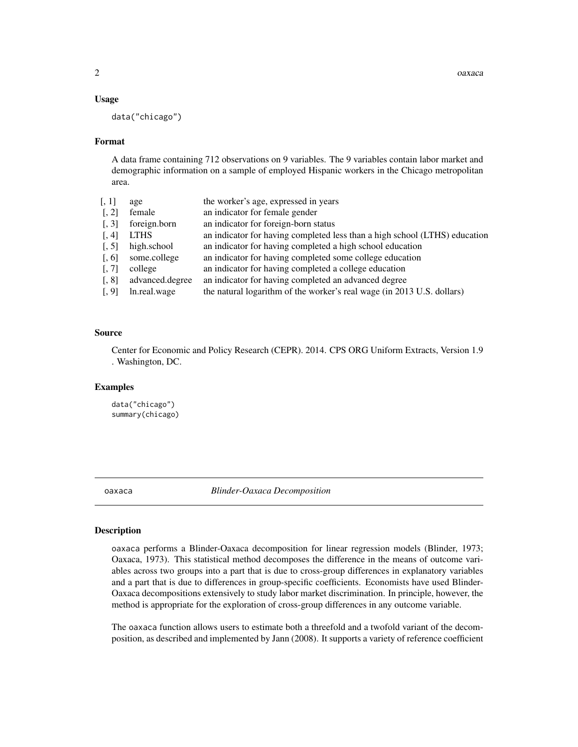### Usage

```
data("chicago")
```

### Format

A data frame containing 712 observations on 9 variables. The 9 variables contain labor market and demographic information on a sample of employed Hispanic workers in the Chicago metropolitan area.

| | | |
|---|---|---|
| [, 1] | age | the worker's age, expressed in years |
| [, 2] | female | an indicator for female gender |
| [, 3] | foreign.born | an indicator for foreign-born status |
| [, 4] | LTHS | an indicator for having completed less than a high school (LTHS) education |
| [, 5] | high.school | an indicator for having completed a high school education |
| [, 6] | some.college | an indicator for having completed some college education |
| [, 7] | college | an indicator for having completed a college education |
| [, 8] | advanced.degree | an indicator for having completed an advanced degree |
| [, 9] | ln.real.wage | the natural logarithm of the worker's real wage (in 2013 U.S. dollars) |

### Source

Center for Economic and Policy Research (CEPR). 2014. CPS ORG Uniform Extracts, Version 1.9 . Washington, DC.

### Examples

```
data("chicago")
summary(chicago)
```

---

## oaxaca — *Blinder-Oaxaca Decomposition*

### Description

oaxaca performs a Blinder-Oaxaca decomposition for linear regression models (Blinder, 1973; Oaxaca, 1973). This statistical method decomposes the difference in the means of outcome variables across two groups into a part that is due to cross-group differences in explanatory variables and a part that is due to differences in group-specific coefficients. Economists have used Blinder-Oaxaca decompositions extensively to study labor market discrimination. In principle, however, the method is appropriate for the exploration of cross-group differences in any outcome variable.

The oaxaca function allows users to estimate both a threefold and a twofold variant of the decomposition, as described and implemented by Jann (2008). It supports a variety of reference coefficient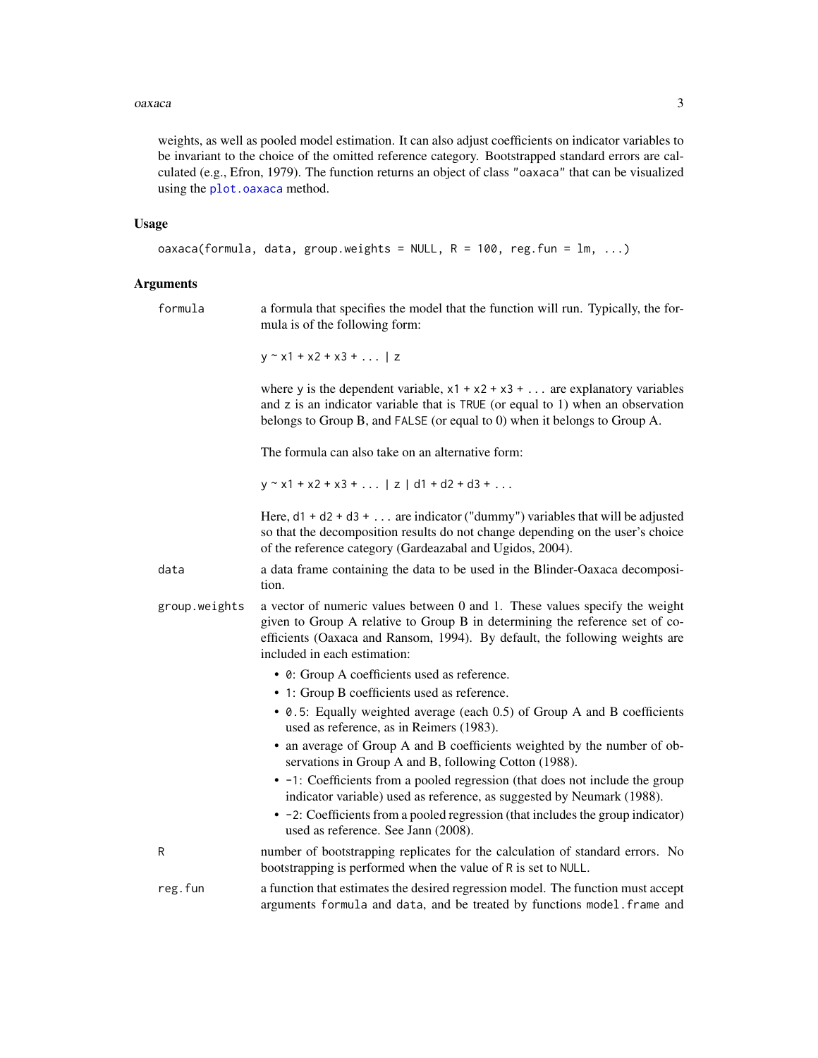weights, as well as pooled model estimation. It can also adjust coefficients on indicator variables to be invariant to the choice of the omitted reference category. Bootstrapped standard errors are calculated (e.g., Efron, 1979). The function returns an object of class "oaxaca" that can be visualized using the plot.oaxaca method.

## Usage

```
oaxaca(formula, data, group.weights = NULL, R = 100, reg.fun = lm, ...)
```

## Arguments

**formula** a formula that specifies the model that the function will run. Typically, the formula is of the following form:

`y ~ x1 + x2 + x3 + ... | z`

where `y` is the dependent variable, `x1 + x2 + x3 + ...` are explanatory variables and `z` is an indicator variable that is `TRUE` (or equal to 1) when an observation belongs to Group B, and `FALSE` (or equal to 0) when it belongs to Group A.

The formula can also take on an alternative form:

`y ~ x1 + x2 + x3 + ... | z | d1 + d2 + d3 + ...`

Here, `d1 + d2 + d3 + ...` are indicator ("dummy") variables that will be adjusted so that the decomposition results do not change depending on the user's choice of the reference category (Gardeazabal and Ugidos, 2004).

**data** a data frame containing the data to be used in the Blinder-Oaxaca decomposition.

**group.weights** a vector of numeric values between 0 and 1. These values specify the weight given to Group A relative to Group B in determining the reference set of coefficients (Oaxaca and Ransom, 1994). By default, the following weights are included in each estimation:

- `0`: Group A coefficients used as reference.
- `1`: Group B coefficients used as reference.
- `0.5`: Equally weighted average (each 0.5) of Group A and B coefficients used as reference, as in Reimers (1983).
- an average of Group A and B coefficients weighted by the number of observations in Group A and B, following Cotton (1988).
- `-1`: Coefficients from a pooled regression (that does not include the group indicator variable) used as reference, as suggested by Neumark (1988).
- `-2`: Coefficients from a pooled regression (that includes the group indicator) used as reference. See Jann (2008).

**R** number of bootstrapping replicates for the calculation of standard errors. No bootstrapping is performed when the value of `R` is set to `NULL`.

**reg.fun** a function that estimates the desired regression model. The function must accept arguments `formula` and `data`, and be treated by functions `model.frame` and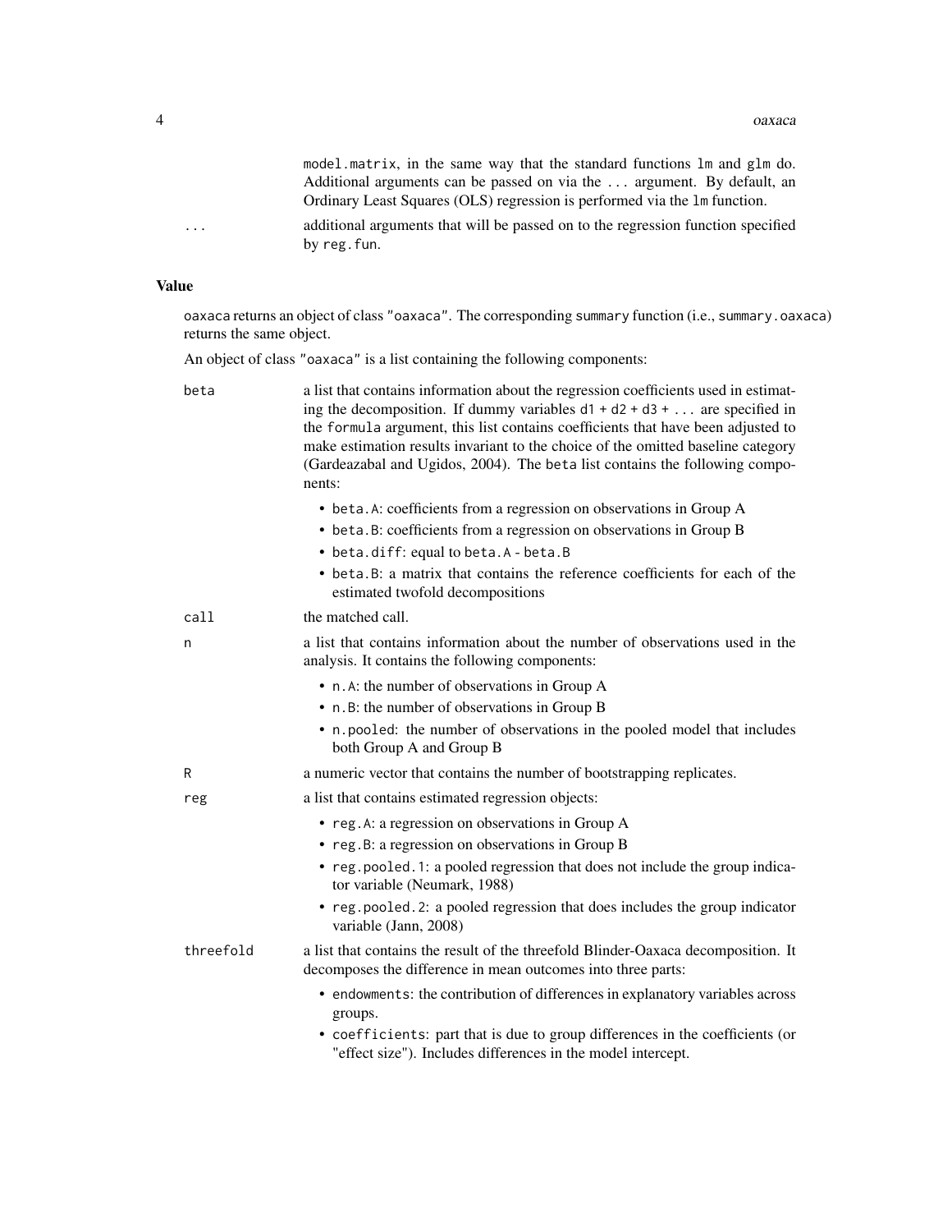model.matrix, in the same way that the standard functions lm and glm do. Additional arguments can be passed on via the ... argument. By default, an Ordinary Least Squares (OLS) regression is performed via the lm function.

... additional arguments that will be passed on to the regression function specified by reg.fun.

## Value

oaxaca returns an object of class "oaxaca". The corresponding summary function (i.e., summary.oaxaca) returns the same object.

An object of class "oaxaca" is a list containing the following components:

**beta** a list that contains information about the regression coefficients used in estimating the decomposition. If dummy variables d1 + d2 + d3 + ... are specified in the formula argument, this list contains coefficients that have been adjusted to make estimation results invariant to the choice of the omitted baseline category (Gardeazabal and Ugidos, 2004). The beta list contains the following components:

- beta.A: coefficients from a regression on observations in Group A
- beta.B: coefficients from a regression on observations in Group B
- beta.diff: equal to beta.A - beta.B
- beta.B: a matrix that contains the reference coefficients for each of the estimated twofold decompositions

**call** the matched call.

**n** a list that contains information about the number of observations used in the analysis. It contains the following components:

- n.A: the number of observations in Group A
- n.B: the number of observations in Group B
- n.pooled: the number of observations in the pooled model that includes both Group A and Group B

**R** a numeric vector that contains the number of bootstrapping replicates.

**reg** a list that contains estimated regression objects:

- reg.A: a regression on observations in Group A
- reg.B: a regression on observations in Group B
- reg.pooled.1: a pooled regression that does not include the group indicator variable (Neumark, 1988)
- reg.pooled.2: a pooled regression that does includes the group indicator variable (Jann, 2008)

**threefold** a list that contains the result of the threefold Blinder-Oaxaca decomposition. It decomposes the difference in mean outcomes into three parts:

- endowments: the contribution of differences in explanatory variables across groups.
- coefficients: part that is due to group differences in the coefficients (or "effect size"). Includes differences in the model intercept.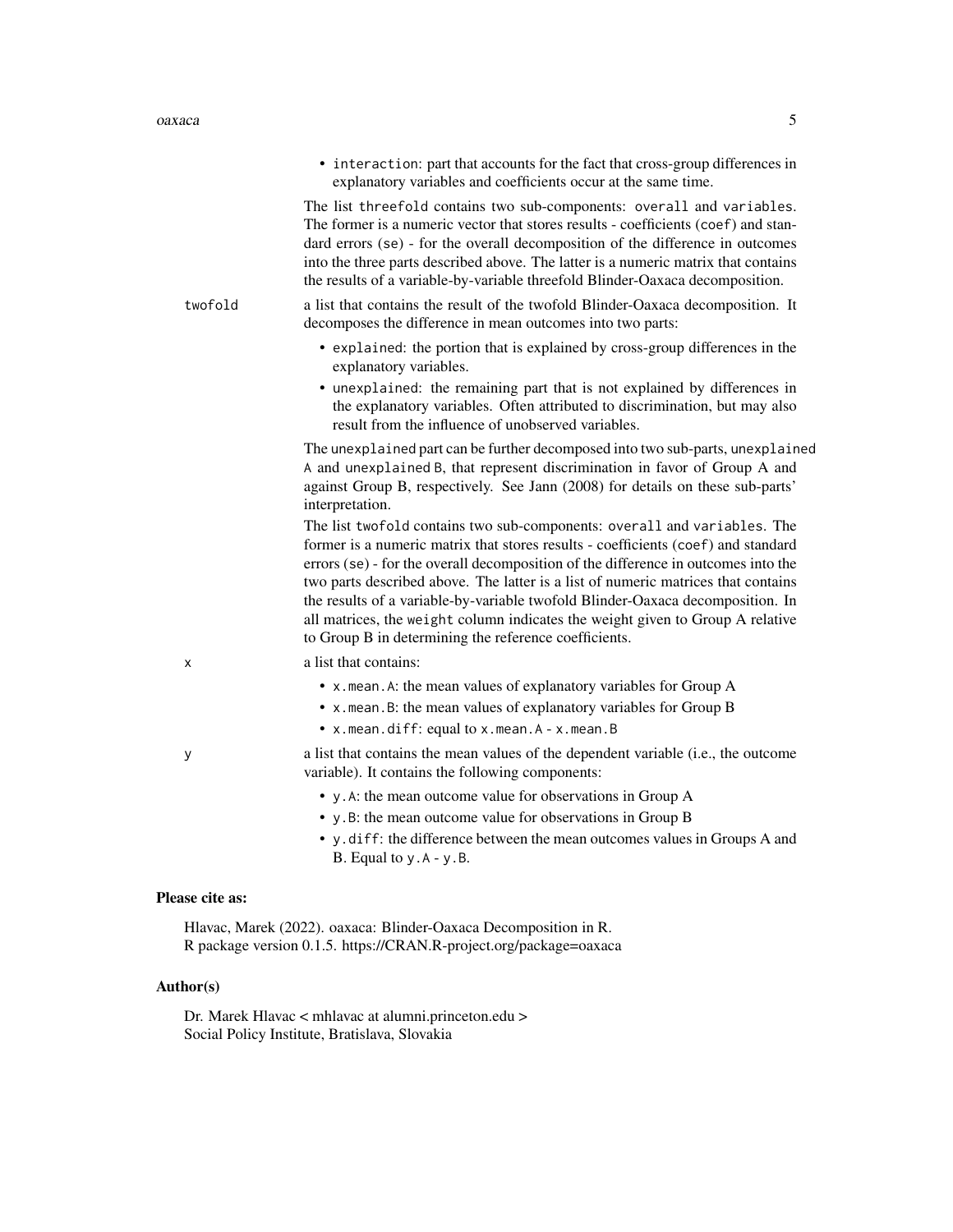- `interaction`: part that accounts for the fact that cross-group differences in explanatory variables and coefficients occur at the same time.

The list `threefold` contains two sub-components: `overall` and `variables`. The former is a numeric vector that stores results - coefficients (`coef`) and standard errors (`se`) - for the overall decomposition of the difference in outcomes into the three parts described above. The latter is a numeric matrix that contains the results of a variable-by-variable threefold Blinder-Oaxaca decomposition.

`twofold`
: a list that contains the result of the twofold Blinder-Oaxaca decomposition. It decomposes the difference in mean outcomes into two parts:

- `explained`: the portion that is explained by cross-group differences in the explanatory variables.
- `unexplained`: the remaining part that is not explained by differences in the explanatory variables. Often attributed to discrimination, but may also result from the influence of unobserved variables.

The `unexplained` part can be further decomposed into two sub-parts, `unexplained A` and `unexplained B`, that represent discrimination in favor of Group A and against Group B, respectively. See Jann (2008) for details on these sub-parts' interpretation.

The list `twofold` contains two sub-components: `overall` and `variables`. The former is a numeric matrix that stores results - coefficients (`coef`) and standard errors (`se`) - for the overall decomposition of the difference in outcomes into the two parts described above. The latter is a list of numeric matrices that contains the results of a variable-by-variable twofold Blinder-Oaxaca decomposition. In all matrices, the `weight` column indicates the weight given to Group A relative to Group B in determining the reference coefficients.

`x`
: a list that contains:

- `x.mean.A`: the mean values of explanatory variables for Group A
- `x.mean.B`: the mean values of explanatory variables for Group B
- `x.mean.diff`: equal to `x.mean.A - x.mean.B`

`y`
: a list that contains the mean values of the dependent variable (i.e., the outcome variable). It contains the following components:

- `y.A`: the mean outcome value for observations in Group A
- `y.B`: the mean outcome value for observations in Group B
- `y.diff`: the difference between the mean outcomes values in Groups A and B. Equal to `y.A - y.B`.

## Please cite as:

Hlavac, Marek (2022). oaxaca: Blinder-Oaxaca Decomposition in R.
R package version 0.1.5. https://CRAN.R-project.org/package=oaxaca

## Author(s)

Dr. Marek Hlavac < mhlavac at alumni.princeton.edu >
Social Policy Institute, Bratislava, Slovakia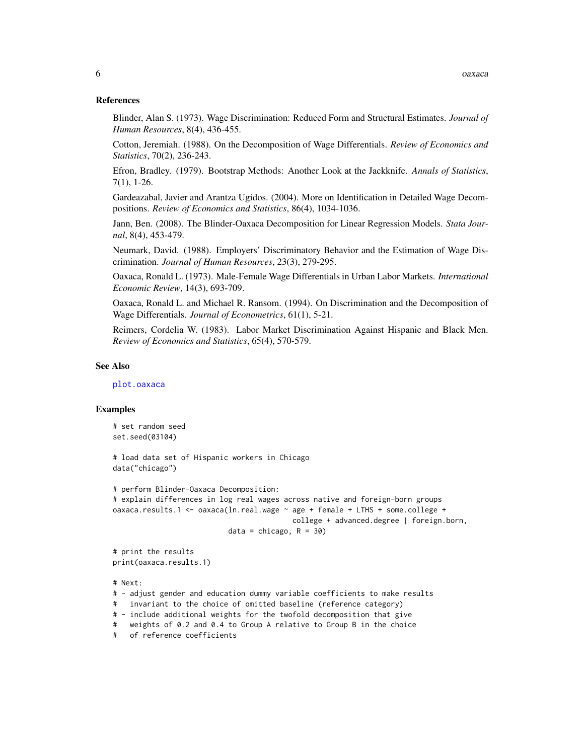### References

Blinder, Alan S. (1973). Wage Discrimination: Reduced Form and Structural Estimates. *Journal of Human Resources*, 8(4), 436-455.

Cotton, Jeremiah. (1988). On the Decomposition of Wage Differentials. *Review of Economics and Statistics*, 70(2), 236-243.

Efron, Bradley. (1979). Bootstrap Methods: Another Look at the Jackknife. *Annals of Statistics*, 7(1), 1-26.

Gardeazabal, Javier and Arantza Ugidos. (2004). More on Identification in Detailed Wage Decompositions. *Review of Economics and Statistics*, 86(4), 1034-1036.

Jann, Ben. (2008). The Blinder-Oaxaca Decomposition for Linear Regression Models. *Stata Journal*, 8(4), 453-479.

Neumark, David. (1988). Employers' Discriminatory Behavior and the Estimation of Wage Discrimination. *Journal of Human Resources*, 23(3), 279-295.

Oaxaca, Ronald L. (1973). Male-Female Wage Differentials in Urban Labor Markets. *International Economic Review*, 14(3), 693-709.

Oaxaca, Ronald L. and Michael R. Ransom. (1994). On Discrimination and the Decomposition of Wage Differentials. *Journal of Econometrics*, 61(1), 5-21.

Reimers, Cordelia W. (1983). Labor Market Discrimination Against Hispanic and Black Men. *Review of Economics and Statistics*, 65(4), 570-579.

### See Also

plot.oaxaca

### Examples

```
# set random seed
set.seed(03104)

# load data set of Hispanic workers in Chicago
data("chicago")

# perform Blinder-Oaxaca Decomposition:
# explain differences in log real wages across native and foreign-born groups
oaxaca.results.1 <- oaxaca(ln.real.wage ~ age + female + LTHS + some.college +
                                          college + advanced.degree | foreign.born,
                           data = chicago, R = 30)

# print the results
print(oaxaca.results.1)

# Next:
# - adjust gender and education dummy variable coefficients to make results
#   invariant to the choice of omitted baseline (reference category)
# - include additional weights for the twofold decomposition that give
#   weights of 0.2 and 0.4 to Group A relative to Group B in the choice
#   of reference coefficients
```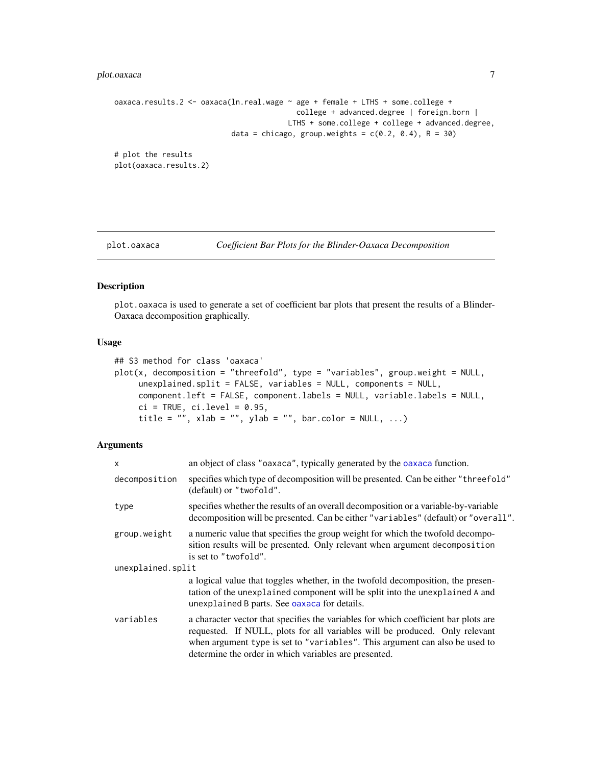```
oaxaca.results.2 <- oaxaca(ln.real.wage ~ age + female + LTHS + some.college +
                                            college + advanced.degree | foreign.born |
                                          LTHS + some.college + college + advanced.degree,
                            data = chicago, group.weights = c(0.2, 0.4), R = 30)

# plot the results
plot(oaxaca.results.2)
```

## plot.oaxaca — *Coefficient Bar Plots for the Blinder-Oaxaca Decomposition*

### Description

`plot.oaxaca` is used to generate a set of coefficient bar plots that present the results of a Blinder-Oaxaca decomposition graphically.

### Usage

```
## S3 method for class 'oaxaca'
plot(x, decomposition = "threefold", type = "variables", group.weight = NULL,
     unexplained.split = FALSE, variables = NULL, components = NULL,
     component.left = FALSE, component.labels = NULL, variable.labels = NULL,
     ci = TRUE, ci.level = 0.95,
     title = "", xlab = "", ylab = "", bar.color = NULL, ...)
```

### Arguments

| Argument | Description |
|---|---|
| `x` | an object of class `"oaxaca"`, typically generated by the `oaxaca` function. |
| `decomposition` | specifies which type of decomposition will be presented. Can be either `"threefold"` (default) or `"twofold"`. |
| `type` | specifies whether the results of an overall decomposition or a variable-by-variable decomposition will be presented. Can be either `"variables"` (default) or `"overall"`. |
| `group.weight` | a numeric value that specifies the group weight for which the twofold decomposition results will be presented. Only relevant when argument `decomposition` is set to `"twofold"`. |
| `unexplained.split` | a logical value that toggles whether, in the twofold decomposition, the presentation of the `unexplained` component will be split into the `unexplained A` and `unexplained B` parts. See `oaxaca` for details. |
| `variables` | a character vector that specifies the variables for which coefficient bar plots are requested. If NULL, plots for all variables will be produced. Only relevant when argument `type` is set to `"variables"`. This argument can also be used to determine the order in which variables are presented. |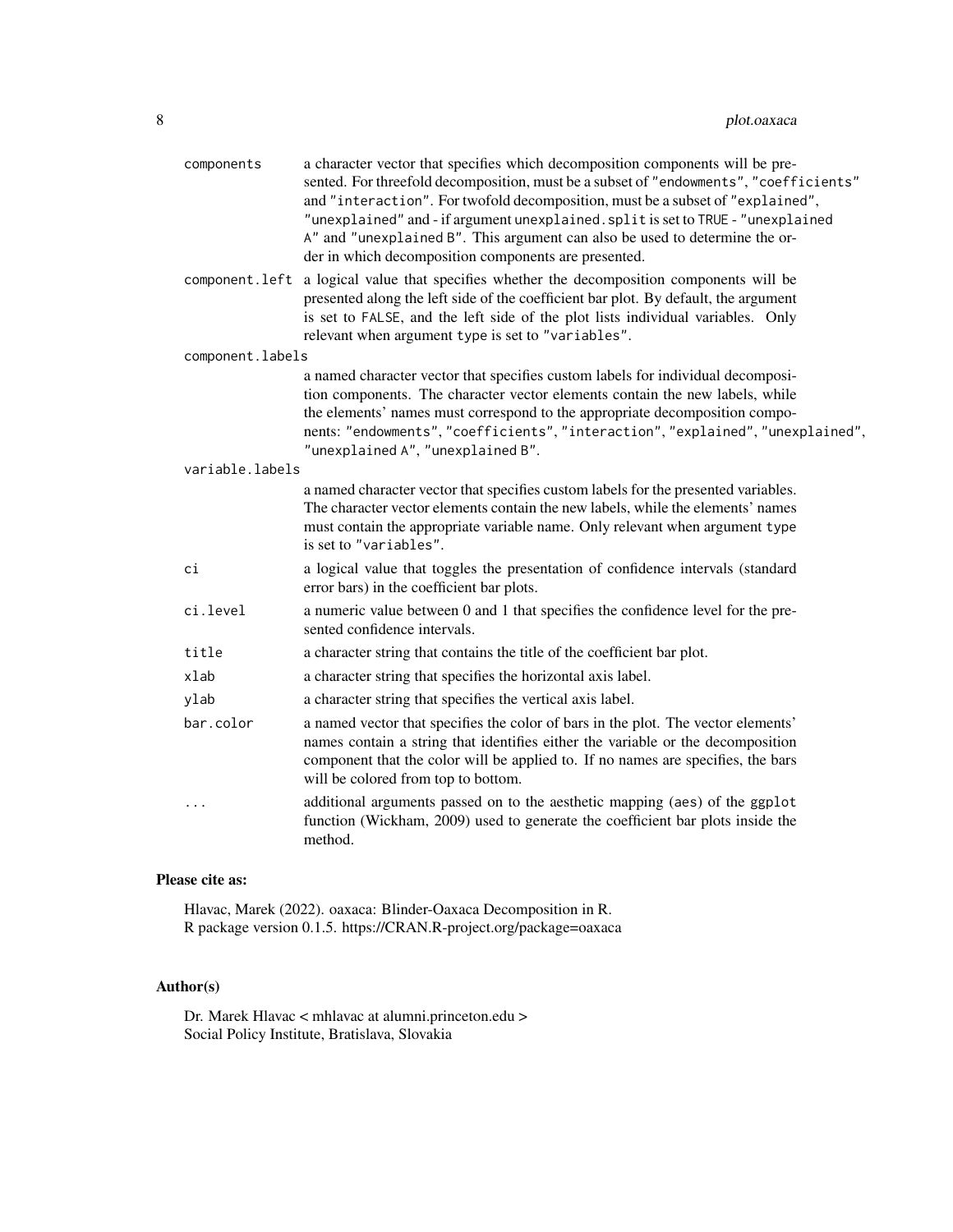`components`
: a character vector that specifies which decomposition components will be presented. For threefold decomposition, must be a subset of `"endowments"`, `"coefficients"` and `"interaction"`. For twofold decomposition, must be a subset of `"explained"`, `"unexplained"` and - if argument `unexplained.split` is set to `TRUE` - `"unexplained A"` and `"unexplained B"`. This argument can also be used to determine the order in which decomposition components are presented.

`component.left`
: a logical value that specifies whether the decomposition components will be presented along the left side of the coefficient bar plot. By default, the argument is set to `FALSE`, and the left side of the plot lists individual variables. Only relevant when argument `type` is set to `"variables"`.

`component.labels`
: a named character vector that specifies custom labels for individual decomposition components. The character vector elements contain the new labels, while the elements' names must correspond to the appropriate decomposition components: `"endowments"`, `"coefficients"`, `"interaction"`, `"explained"`, `"unexplained"`, `"unexplained A"`, `"unexplained B"`.

`variable.labels`
: a named character vector that specifies custom labels for the presented variables. The character vector elements contain the new labels, while the elements' names must contain the appropriate variable name. Only relevant when argument `type` is set to `"variables"`.

`ci`
: a logical value that toggles the presentation of confidence intervals (standard error bars) in the coefficient bar plots.

`ci.level`
: a numeric value between 0 and 1 that specifies the confidence level for the presented confidence intervals.

`title`
: a character string that contains the title of the coefficient bar plot.

`xlab`
: a character string that specifies the horizontal axis label.

`ylab`
: a character string that specifies the vertical axis label.

`bar.color`
: a named vector that specifies the color of bars in the plot. The vector elements' names contain a string that identifies either the variable or the decomposition component that the color will be applied to. If no names are specifies, the bars will be colored from top to bottom.

`...`
: additional arguments passed on to the aesthetic mapping (`aes`) of the `ggplot` function (Wickham, 2009) used to generate the coefficient bar plots inside the method.

## Please cite as:

Hlavac, Marek (2022). oaxaca: Blinder-Oaxaca Decomposition in R.
R package version 0.1.5. https://CRAN.R-project.org/package=oaxaca

## Author(s)

Dr. Marek Hlavac < mhlavac at alumni.princeton.edu >
Social Policy Institute, Bratislava, Slovakia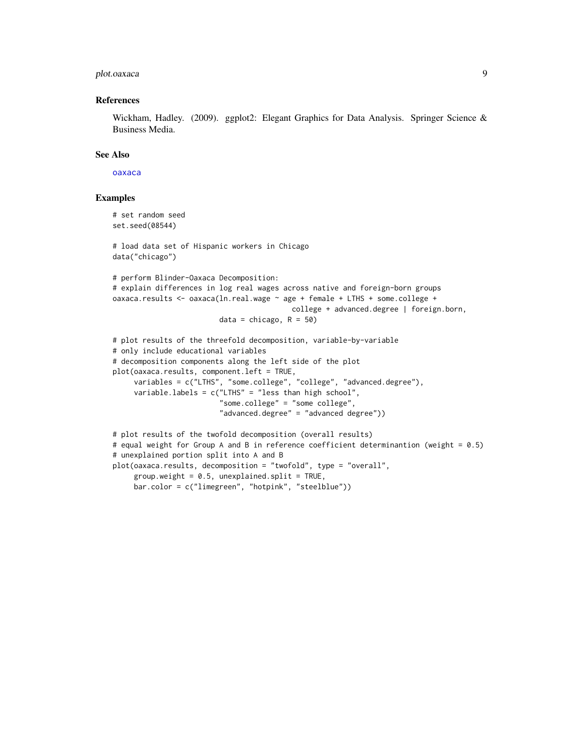### References

Wickham, Hadley. (2009). ggplot2: Elegant Graphics for Data Analysis. Springer Science & Business Media.

### See Also

oaxaca

### Examples

```
# set random seed
set.seed(08544)

# load data set of Hispanic workers in Chicago
data("chicago")

# perform Blinder-Oaxaca Decomposition:
# explain differences in log real wages across native and foreign-born groups
oaxaca.results <- oaxaca(ln.real.wage ~ age + female + LTHS + some.college +
                                        college + advanced.degree | foreign.born,
                         data = chicago, R = 50)

# plot results of the threefold decomposition, variable-by-variable
# only include educational variables
# decomposition components along the left side of the plot
plot(oaxaca.results, component.left = TRUE,
     variables = c("LTHS", "some.college", "college", "advanced.degree"),
     variable.labels = c("LTHS" = "less than high school",
                         "some.college" = "some college",
                         "advanced.degree" = "advanced degree"))

# plot results of the twofold decomposition (overall results)
# equal weight for Group A and B in reference coefficient determinantion (weight = 0.5)
# unexplained portion split into A and B
plot(oaxaca.results, decomposition = "twofold", type = "overall",
     group.weight = 0.5, unexplained.split = TRUE,
     bar.color = c("limegreen", "hotpink", "steelblue"))
```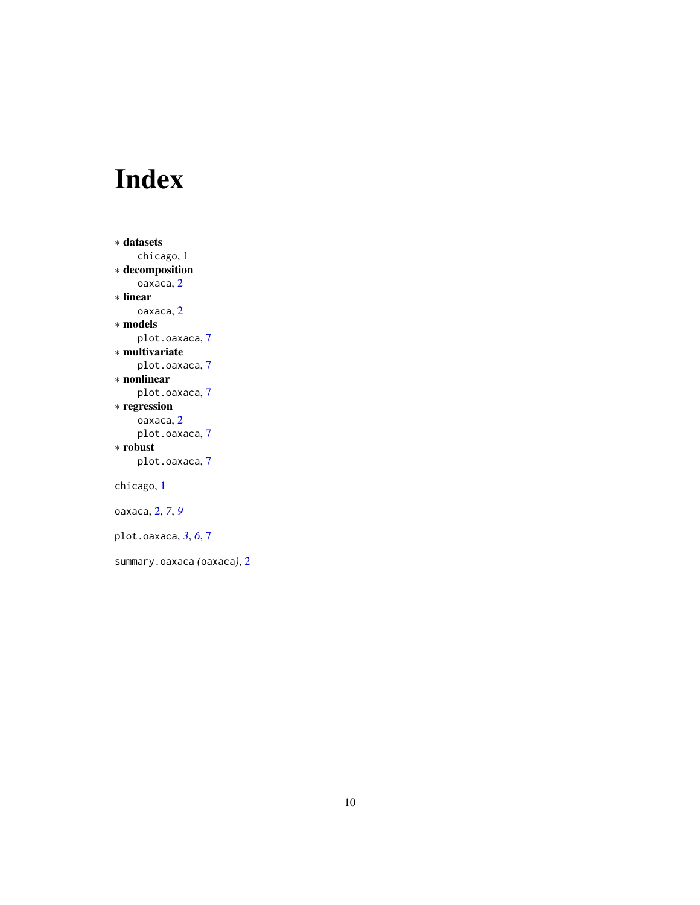# Index

∗ **datasets**
    chicago, 1
∗ **decomposition**
    oaxaca, 2
∗ **linear**
    oaxaca, 2
∗ **models**
    plot.oaxaca, 7
∗ **multivariate**
    plot.oaxaca, 7
∗ **nonlinear**
    plot.oaxaca, 7
∗ **regression**
    oaxaca, 2
    plot.oaxaca, 7
∗ **robust**
    plot.oaxaca, 7

chicago, 1

oaxaca, 2, *7*, *9*

plot.oaxaca, *3*, *6*, 7

summary.oaxaca *(*oaxaca*)*, 2